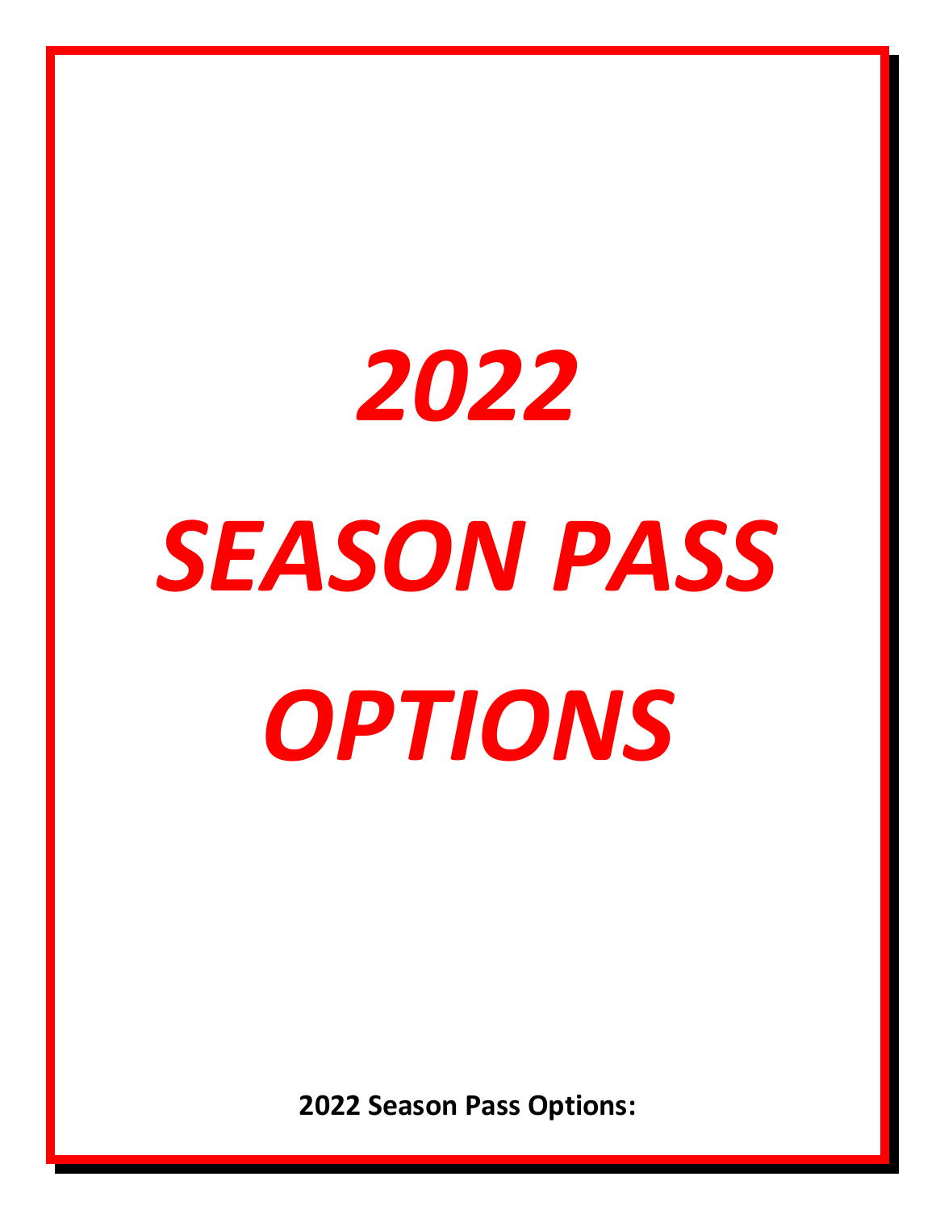# *2022*

# *SEASON PASS OPTIONS*

**2022 Season Pass Options:**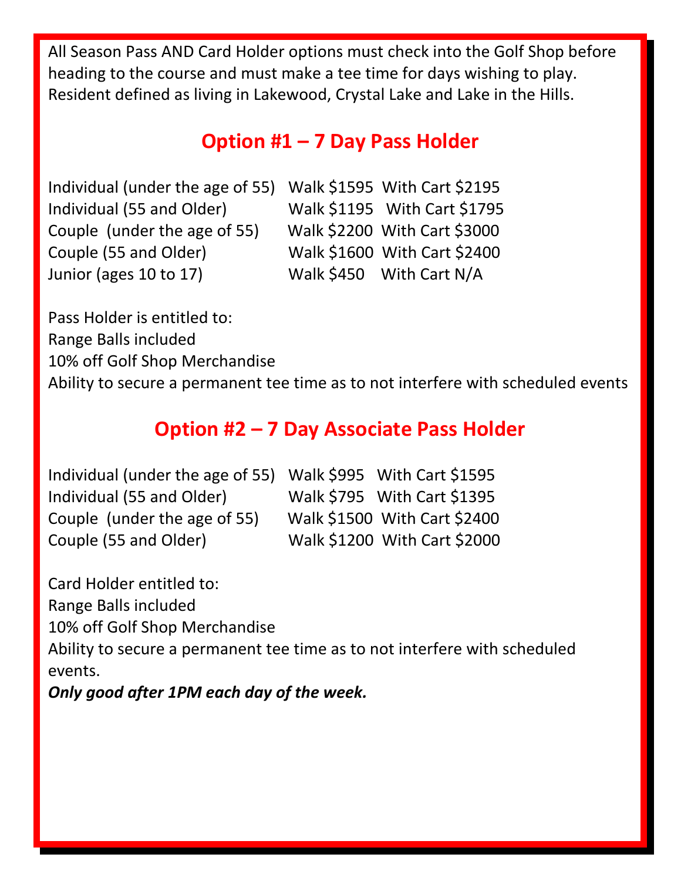All Season Pass AND Card Holder options must check into the Golf Shop before heading to the course and must make a tee time for days wishing to play. Resident defined as living in Lakewood, Crystal Lake and Lake in the Hills.

## Option #1 – 7 Day Pass Holder

| | | |
|---|---|---|
| Individual (under the age of 55) | Walk $1595 | With Cart $2195 |
| Individual (55 and Older) | Walk $1195 | With Cart $1795 |
| Couple (under the age of 55) | Walk $2200 | With Cart $3000 |
| Couple (55 and Older) | Walk $1600 | With Cart $2400 |
| Junior (ages 10 to 17) | Walk $450 | With Cart N/A |

Pass Holder is entitled to:
Range Balls included
10% off Golf Shop Merchandise
Ability to secure a permanent tee time as to not interfere with scheduled events

## Option #2 – 7 Day Associate Pass Holder

| | | |
|---|---|---|
| Individual (under the age of 55) | Walk $995 | With Cart $1595 |
| Individual (55 and Older) | Walk $795 | With Cart $1395 |
| Couple (under the age of 55) | Walk $1500 | With Cart $2400 |
| Couple (55 and Older) | Walk $1200 | With Cart $2000 |

Card Holder entitled to:
Range Balls included
10% off Golf Shop Merchandise
Ability to secure a permanent tee time as to not interfere with scheduled events.
***Only good after 1PM each day of the week.***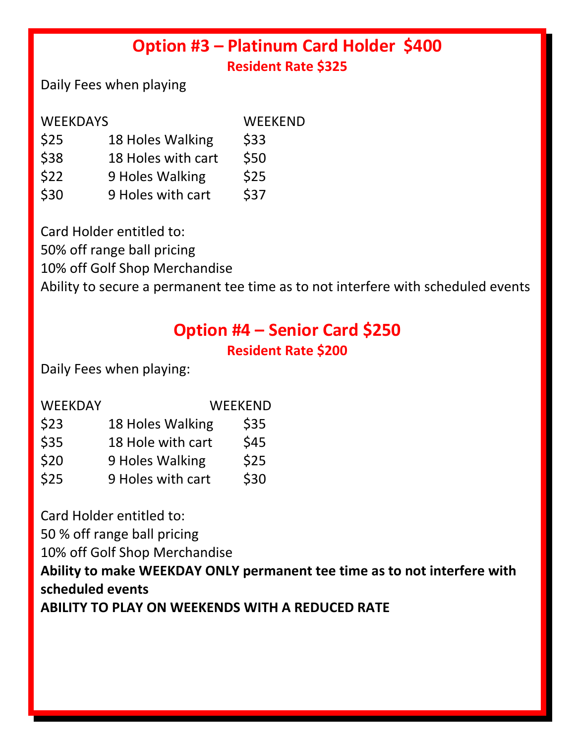## Option #3 – Platinum Card Holder $400

**Resident Rate $325**

Daily Fees when playing

| WEEKDAYS | | WEEKEND |
|---|---|---|
| $25 | 18 Holes Walking | $33 |
| $38 | 18 Holes with cart | $50 |
| $22 | 9 Holes Walking | $25 |
| $30 | 9 Holes with cart | $37 |

Card Holder entitled to:
50% off range ball pricing
10% off Golf Shop Merchandise
Ability to secure a permanent tee time as to not interfere with scheduled events

## Option #4 – Senior Card $250

**Resident Rate $200**

Daily Fees when playing:

| WEEKDAY | | WEEKEND |
|---|---|---|
| $23 | 18 Holes Walking | $35 |
| $35 | 18 Hole with cart | $45 |
| $20 | 9 Holes Walking | $25 |
| $25 | 9 Holes with cart | $30 |

Card Holder entitled to:
50 % off range ball pricing
10% off Golf Shop Merchandise
**Ability to make WEEKDAY ONLY permanent tee time as to not interfere with scheduled events**
**ABILITY TO PLAY ON WEEKENDS WITH A REDUCED RATE**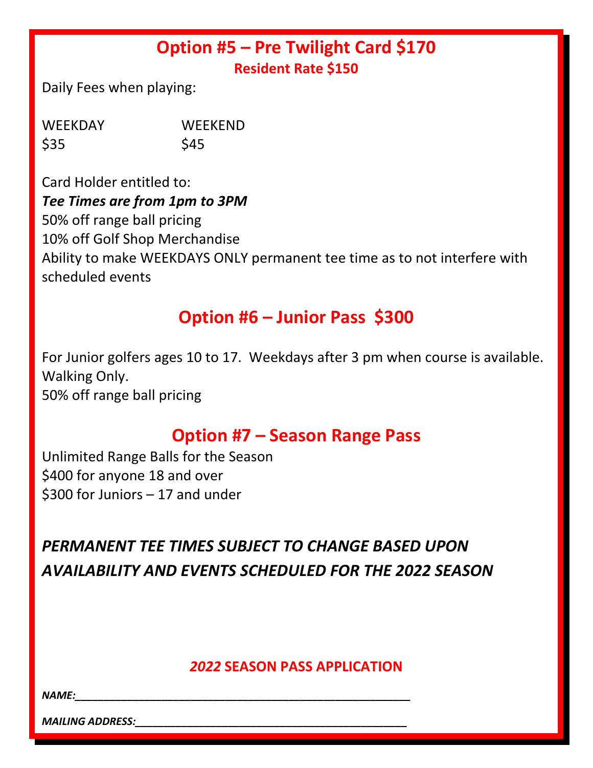## Option #5 – Pre Twilight Card $170

**Resident Rate $150**

Daily Fees when playing:

| WEEKDAY | WEEKEND |
|---|---|
| $35 | $45 |

Card Holder entitled to:

***Tee Times are from 1pm to 3PM***

50% off range ball pricing

10% off Golf Shop Merchandise

Ability to make WEEKDAYS ONLY permanent tee time as to not interfere with scheduled events

## Option #6 – Junior Pass $300

For Junior golfers ages 10 to 17. Weekdays after 3 pm when course is available. Walking Only.

50% off range ball pricing

## Option #7 – Season Range Pass

Unlimited Range Balls for the Season

$400 for anyone 18 and over

$300 for Juniors – 17 and under

***PERMANENT TEE TIMES SUBJECT TO CHANGE BASED UPON AVAILABILITY AND EVENTS SCHEDULED FOR THE 2022 SEASON***

### *2022* SEASON PASS APPLICATION

***NAME:***_______________________________________________________

***MAILING ADDRESS:***_____________________________________________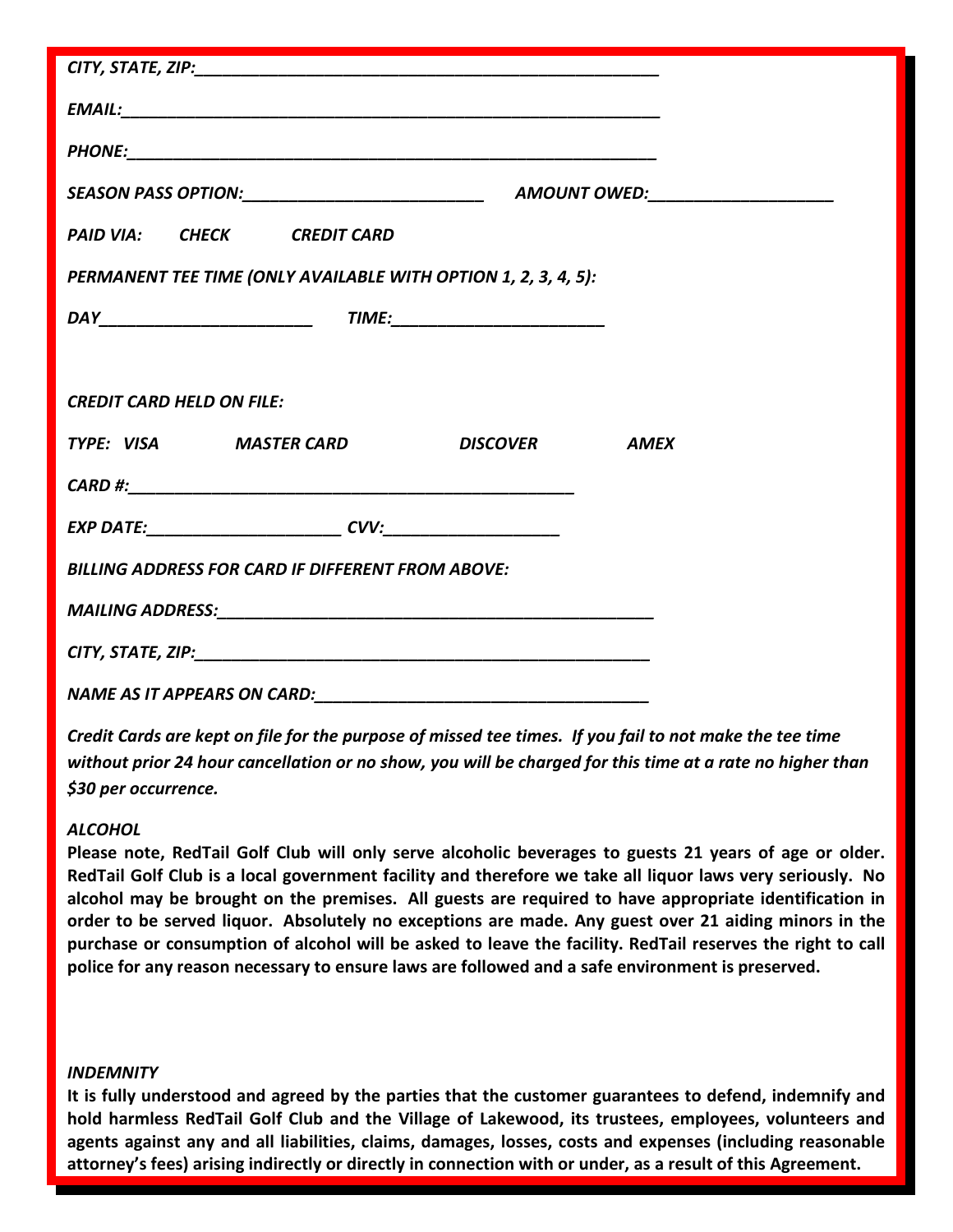*CITY, STATE, ZIP:___________________________________________________*

*EMAIL:_________________________________________________________*

*PHONE:________________________________________________________*

*SEASON PASS OPTION:_________________________ AMOUNT OWED:__________________*

*PAID VIA: CHECK CREDIT CARD*

*PERMANENT TEE TIME (ONLY AVAILABLE WITH OPTION 1, 2, 3, 4, 5):*

*DAY_______________________ TIME:______________________*

*CREDIT CARD HELD ON FILE:*

*TYPE: VISA MASTER CARD DISCOVER AMEX*

*CARD #:_______________________________________________*

*EXP DATE:_____________________ CVV:__________________*

*BILLING ADDRESS FOR CARD IF DIFFERENT FROM ABOVE:*

*MAILING ADDRESS:____________________________________________*

*CITY, STATE, ZIP:______________________________________________*

*NAME AS IT APPEARS ON CARD:___________________________________*

***Credit Cards are kept on file for the purpose of missed tee times. If you fail to not make the tee time without prior 24 hour cancellation or no show, you will be charged for this time at a rate no higher than $30 per occurrence.***

***ALCOHOL***

**Please note, RedTail Golf Club will only serve alcoholic beverages to guests 21 years of age or older. RedTail Golf Club is a local government facility and therefore we take all liquor laws very seriously. No alcohol may be brought on the premises. All guests are required to have appropriate identification in order to be served liquor. Absolutely no exceptions are made. Any guest over 21 aiding minors in the purchase or consumption of alcohol will be asked to leave the facility. RedTail reserves the right to call police for any reason necessary to ensure laws are followed and a safe environment is preserved.**

***INDEMNITY***

**It is fully understood and agreed by the parties that the customer guarantees to defend, indemnify and hold harmless RedTail Golf Club and the Village of Lakewood, its trustees, employees, volunteers and agents against any and all liabilities, claims, damages, losses, costs and expenses (including reasonable attorney's fees) arising indirectly or directly in connection with or under, as a result of this Agreement.**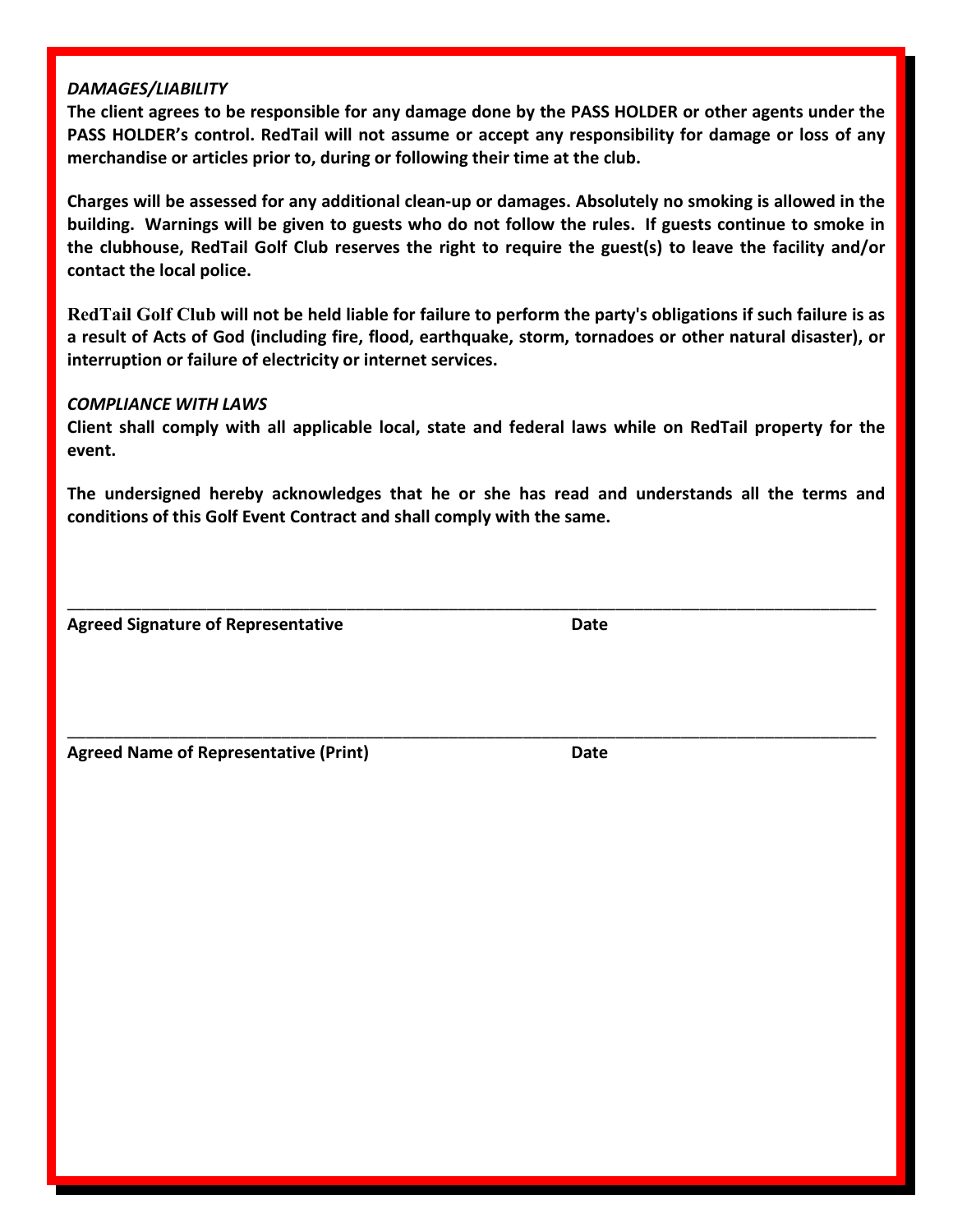*DAMAGES/LIABILITY*

**The client agrees to be responsible for any damage done by the PASS HOLDER or other agents under the PASS HOLDER's control. RedTail will not assume or accept any responsibility for damage or loss of any merchandise or articles prior to, during or following their time at the club.**

**Charges will be assessed for any additional clean-up or damages. Absolutely no smoking is allowed in the building. Warnings will be given to guests who do not follow the rules. If guests continue to smoke in the clubhouse, RedTail Golf Club reserves the right to require the guest(s) to leave the facility and/or contact the local police.**

**RedTail Golf Club will not be held liable for failure to perform the party's obligations if such failure is as a result of Acts of God (including fire, flood, earthquake, storm, tornadoes or other natural disaster), or interruption or failure of electricity or internet services.**

*COMPLIANCE WITH LAWS*

**Client shall comply with all applicable local, state and federal laws while on RedTail property for the event.**

**The undersigned hereby acknowledges that he or she has read and understands all the terms and conditions of this Golf Event Contract and shall comply with the same.**

______________________________________________________________________________________

**Agreed Signature of Representative** **Date**

______________________________________________________________________________________

**Agreed Name of Representative (Print)** **Date**